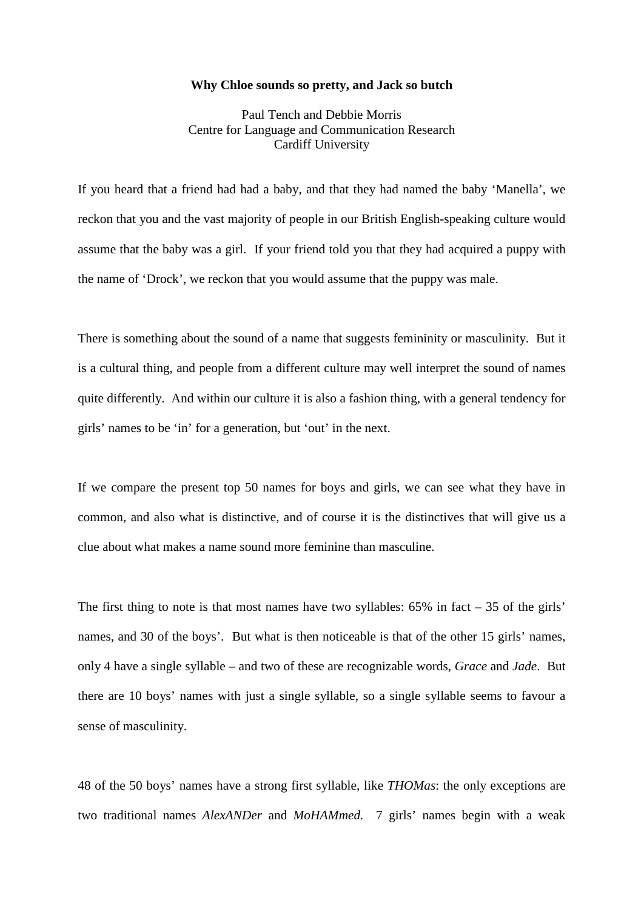**Why Chloe sounds so pretty, and Jack so butch**

Paul Tench and Debbie Morris
Centre for Language and Communication Research
Cardiff University

If you heard that a friend had had a baby, and that they had named the baby 'Manella', we reckon that you and the vast majority of people in our British English-speaking culture would assume that the baby was a girl. If your friend told you that they had acquired a puppy with the name of 'Drock', we reckon that you would assume that the puppy was male.

There is something about the sound of a name that suggests femininity or masculinity. But it is a cultural thing, and people from a different culture may well interpret the sound of names quite differently. And within our culture it is also a fashion thing, with a general tendency for girls' names to be 'in' for a generation, but 'out' in the next.

If we compare the present top 50 names for boys and girls, we can see what they have in common, and also what is distinctive, and of course it is the distinctives that will give us a clue about what makes a name sound more feminine than masculine.

The first thing to note is that most names have two syllables: 65% in fact – 35 of the girls' names, and 30 of the boys'. But what is then noticeable is that of the other 15 girls' names, only 4 have a single syllable – and two of these are recognizable words, *Grace* and *Jade*. But there are 10 boys' names with just a single syllable, so a single syllable seems to favour a sense of masculinity.

48 of the 50 boys' names have a strong first syllable, like *THOMas*: the only exceptions are two traditional names *AlexANDer* and *MoHAMmed.* 7 girls' names begin with a weak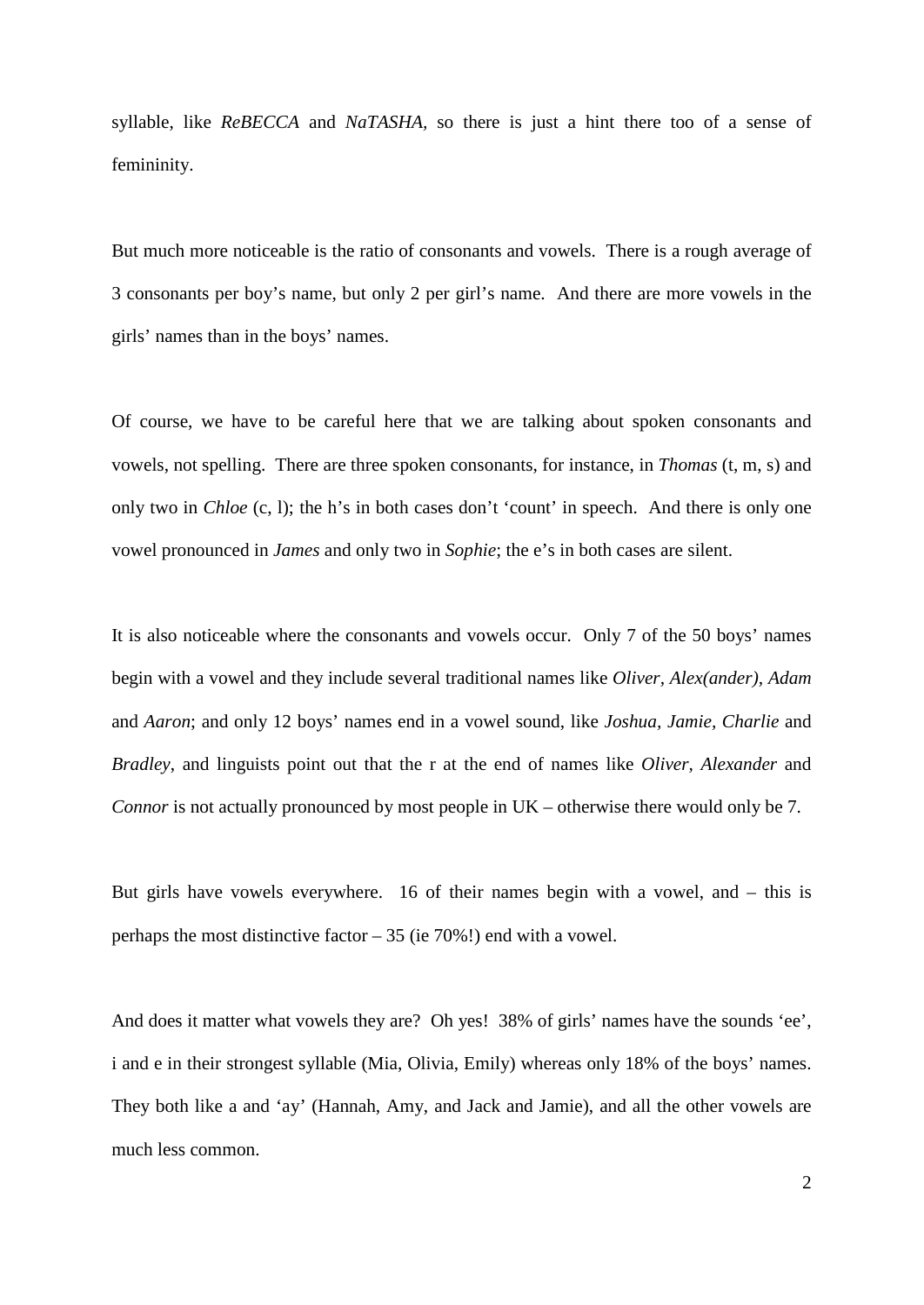syllable, like *ReBECCA* and *NaTASHA*, so there is just a hint there too of a sense of femininity.

But much more noticeable is the ratio of consonants and vowels. There is a rough average of 3 consonants per boy's name, but only 2 per girl's name. And there are more vowels in the girls' names than in the boys' names.

Of course, we have to be careful here that we are talking about spoken consonants and vowels, not spelling. There are three spoken consonants, for instance, in *Thomas* (t, m, s) and only two in *Chloe* (c, l); the h's in both cases don't 'count' in speech. And there is only one vowel pronounced in *James* and only two in *Sophie*; the e's in both cases are silent.

It is also noticeable where the consonants and vowels occur. Only 7 of the 50 boys' names begin with a vowel and they include several traditional names like *Oliver, Alex(ander), Adam* and *Aaron*; and only 12 boys' names end in a vowel sound, like *Joshua, Jamie, Charlie* and *Bradley*, and linguists point out that the r at the end of names like *Oliver, Alexander* and *Connor* is not actually pronounced by most people in UK – otherwise there would only be 7.

But girls have vowels everywhere. 16 of their names begin with a vowel, and – this is perhaps the most distinctive factor – 35 (ie 70%!) end with a vowel.

And does it matter what vowels they are? Oh yes! 38% of girls' names have the sounds 'ee', i and e in their strongest syllable (Mia, Olivia, Emily) whereas only 18% of the boys' names. They both like a and 'ay' (Hannah, Amy, and Jack and Jamie), and all the other vowels are much less common.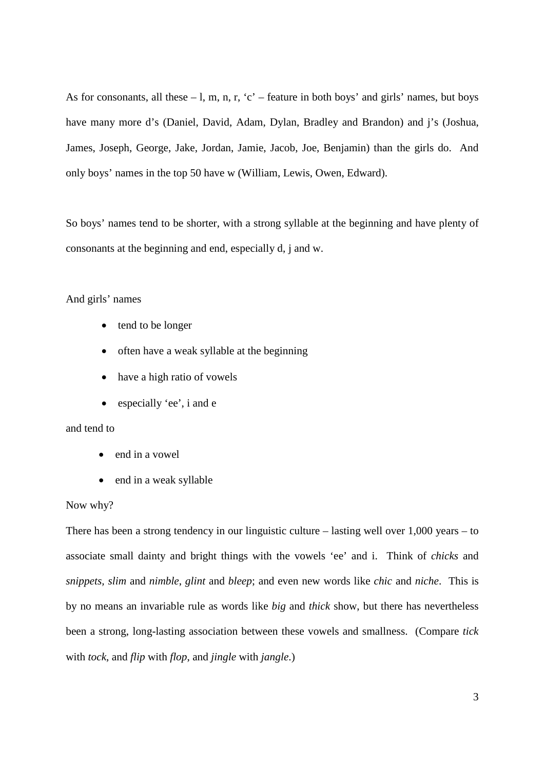As for consonants, all these – l, m, n, r, 'c' – feature in both boys' and girls' names, but boys have many more d's (Daniel, David, Adam, Dylan, Bradley and Brandon) and j's (Joshua, James, Joseph, George, Jake, Jordan, Jamie, Jacob, Joe, Benjamin) than the girls do. And only boys' names in the top 50 have w (William, Lewis, Owen, Edward).

So boys' names tend to be shorter, with a strong syllable at the beginning and have plenty of consonants at the beginning and end, especially d, j and w.

And girls' names

- tend to be longer
- often have a weak syllable at the beginning
- have a high ratio of vowels
- especially 'ee', i and e

and tend to

- end in a vowel
- end in a weak syllable

Now why?

There has been a strong tendency in our linguistic culture – lasting well over 1,000 years – to associate small dainty and bright things with the vowels 'ee' and i. Think of *chicks* and *snippets, slim* and *nimble*, *glint* and *bleep*; and even new words like *chic* and *niche*. This is by no means an invariable rule as words like *big* and *thick* show, but there has nevertheless been a strong, long-lasting association between these vowels and smallness. (Compare *tick* with *tock*, and *flip* with *flop*, and *jingle* with *jangle*.)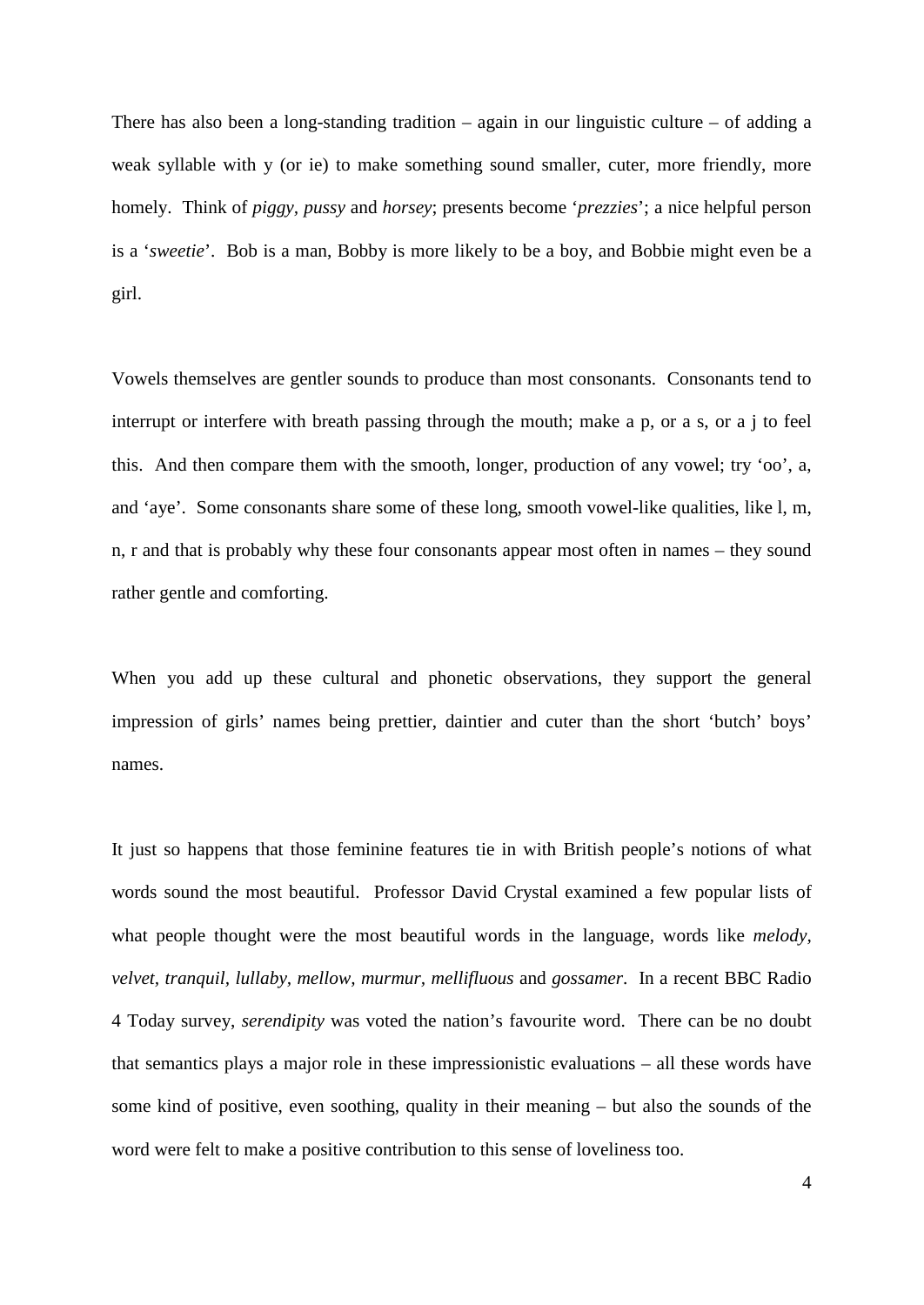There has also been a long-standing tradition – again in our linguistic culture – of adding a weak syllable with y (or ie) to make something sound smaller, cuter, more friendly, more homely. Think of *piggy*, *pussy* and *horsey*; presents become '*prezzies*'; a nice helpful person is a '*sweetie*'. Bob is a man, Bobby is more likely to be a boy, and Bobbie might even be a girl.

Vowels themselves are gentler sounds to produce than most consonants. Consonants tend to interrupt or interfere with breath passing through the mouth; make a p, or a s, or a j to feel this. And then compare them with the smooth, longer, production of any vowel; try 'oo', a, and 'aye'. Some consonants share some of these long, smooth vowel-like qualities, like l, m, n, r and that is probably why these four consonants appear most often in names – they sound rather gentle and comforting.

When you add up these cultural and phonetic observations, they support the general impression of girls' names being prettier, daintier and cuter than the short 'butch' boys' names.

It just so happens that those feminine features tie in with British people's notions of what words sound the most beautiful. Professor David Crystal examined a few popular lists of what people thought were the most beautiful words in the language, words like *melody*, *velvet*, *tranquil*, *lullaby*, *mellow*, *murmur*, *mellifluous* and *gossamer*. In a recent BBC Radio 4 Today survey, *serendipity* was voted the nation's favourite word. There can be no doubt that semantics plays a major role in these impressionistic evaluations – all these words have some kind of positive, even soothing, quality in their meaning – but also the sounds of the word were felt to make a positive contribution to this sense of loveliness too.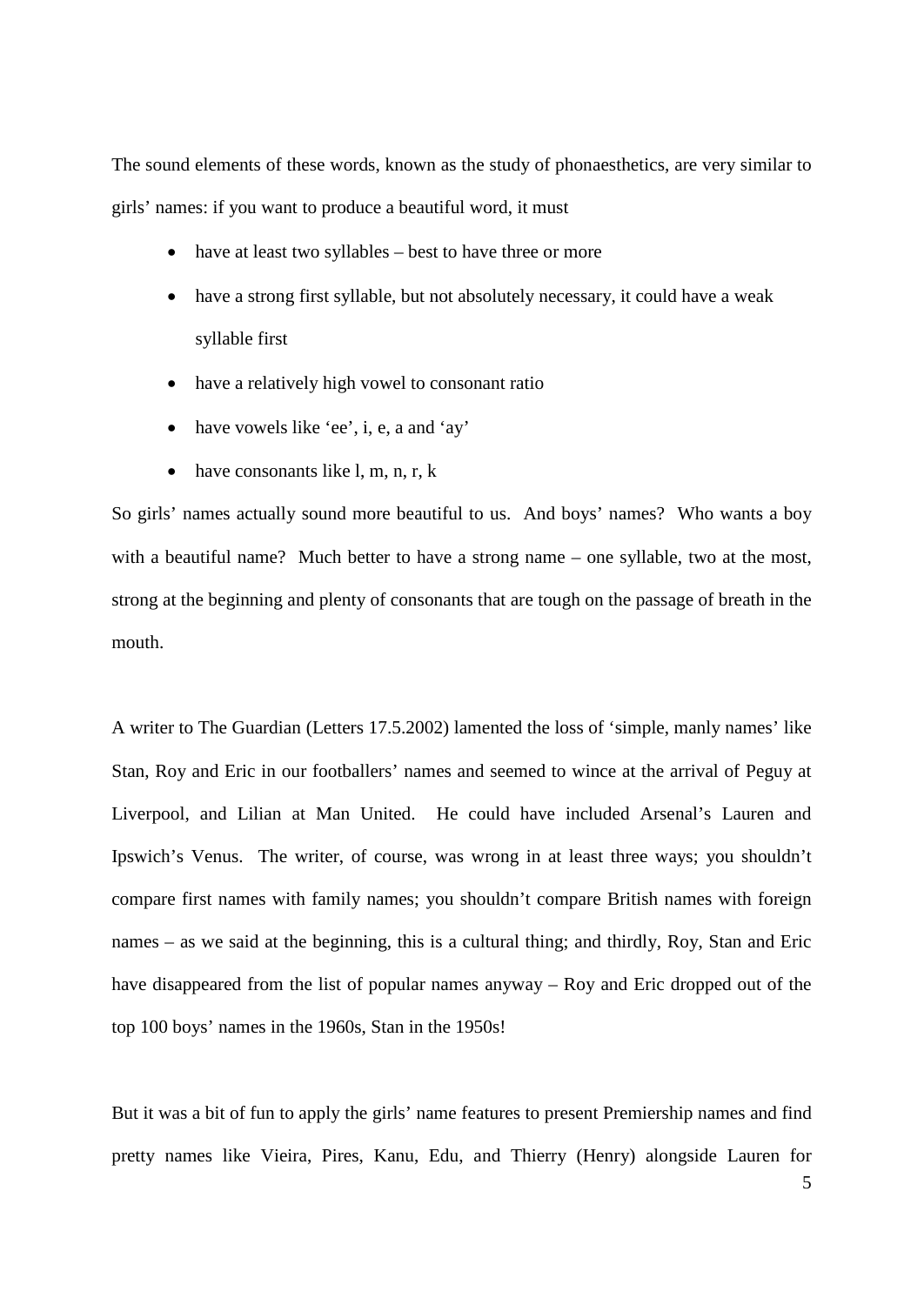The sound elements of these words, known as the study of phonaesthetics, are very similar to girls' names: if you want to produce a beautiful word, it must

- have at least two syllables – best to have three or more
- have a strong first syllable, but not absolutely necessary, it could have a weak syllable first
- have a relatively high vowel to consonant ratio
- have vowels like 'ee', i, e, a and 'ay'
- have consonants like l, m, n, r, k

So girls' names actually sound more beautiful to us. And boys' names? Who wants a boy with a beautiful name? Much better to have a strong name – one syllable, two at the most, strong at the beginning and plenty of consonants that are tough on the passage of breath in the mouth.

A writer to The Guardian (Letters 17.5.2002) lamented the loss of 'simple, manly names' like Stan, Roy and Eric in our footballers' names and seemed to wince at the arrival of Peguy at Liverpool, and Lilian at Man United. He could have included Arsenal's Lauren and Ipswich's Venus. The writer, of course, was wrong in at least three ways; you shouldn't compare first names with family names; you shouldn't compare British names with foreign names – as we said at the beginning, this is a cultural thing; and thirdly, Roy, Stan and Eric have disappeared from the list of popular names anyway – Roy and Eric dropped out of the top 100 boys' names in the 1960s, Stan in the 1950s!

But it was a bit of fun to apply the girls' name features to present Premiership names and find pretty names like Vieira, Pires, Kanu, Edu, and Thierry (Henry) alongside Lauren for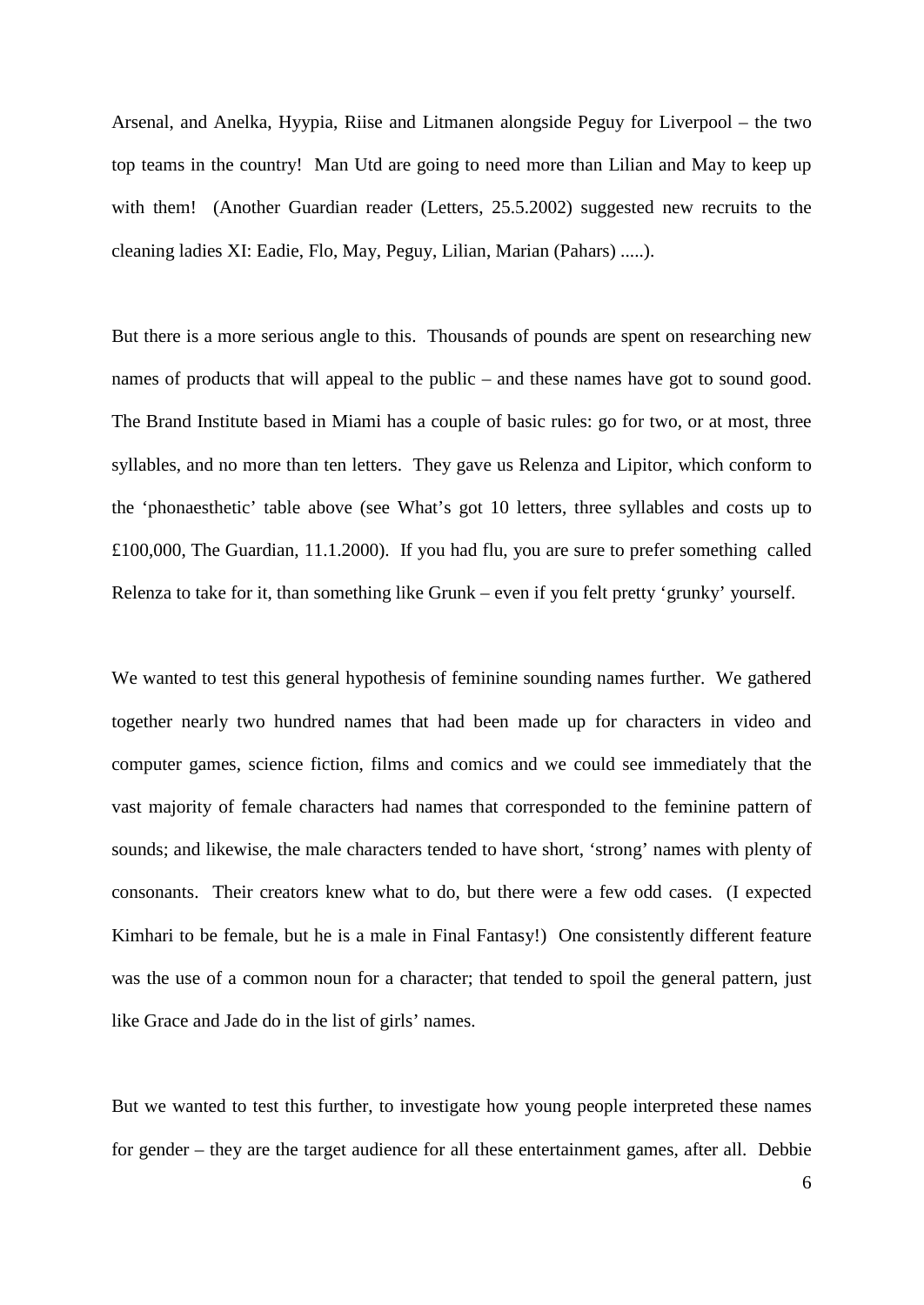Arsenal, and Anelka, Hyypia, Riise and Litmanen alongside Peguy for Liverpool – the two top teams in the country! Man Utd are going to need more than Lilian and May to keep up with them! (Another Guardian reader (Letters, 25.5.2002) suggested new recruits to the cleaning ladies XI: Eadie, Flo, May, Peguy, Lilian, Marian (Pahars) .....).

But there is a more serious angle to this. Thousands of pounds are spent on researching new names of products that will appeal to the public – and these names have got to sound good. The Brand Institute based in Miami has a couple of basic rules: go for two, or at most, three syllables, and no more than ten letters. They gave us Relenza and Lipitor, which conform to the 'phonaesthetic' table above (see What's got 10 letters, three syllables and costs up to £100,000, The Guardian, 11.1.2000). If you had flu, you are sure to prefer something called Relenza to take for it, than something like Grunk – even if you felt pretty 'grunky' yourself.

We wanted to test this general hypothesis of feminine sounding names further. We gathered together nearly two hundred names that had been made up for characters in video and computer games, science fiction, films and comics and we could see immediately that the vast majority of female characters had names that corresponded to the feminine pattern of sounds; and likewise, the male characters tended to have short, 'strong' names with plenty of consonants. Their creators knew what to do, but there were a few odd cases. (I expected Kimhari to be female, but he is a male in Final Fantasy!) One consistently different feature was the use of a common noun for a character; that tended to spoil the general pattern, just like Grace and Jade do in the list of girls' names.

But we wanted to test this further, to investigate how young people interpreted these names for gender – they are the target audience for all these entertainment games, after all. Debbie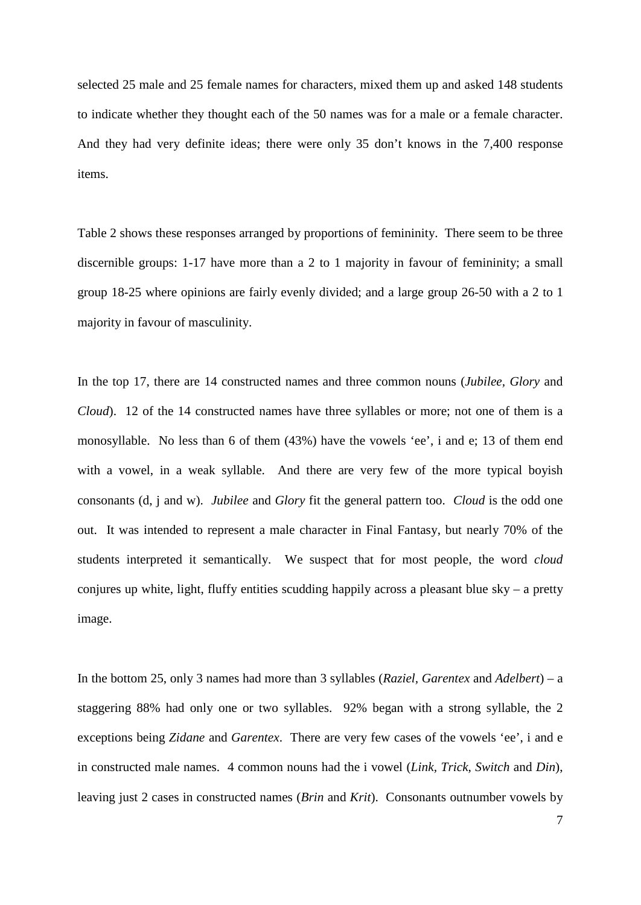selected 25 male and 25 female names for characters, mixed them up and asked 148 students to indicate whether they thought each of the 50 names was for a male or a female character. And they had very definite ideas; there were only 35 don't knows in the 7,400 response items.

Table 2 shows these responses arranged by proportions of femininity. There seem to be three discernible groups: 1-17 have more than a 2 to 1 majority in favour of femininity; a small group 18-25 where opinions are fairly evenly divided; and a large group 26-50 with a 2 to 1 majority in favour of masculinity.

In the top 17, there are 14 constructed names and three common nouns (*Jubilee*, *Glory* and *Cloud*). 12 of the 14 constructed names have three syllables or more; not one of them is a monosyllable. No less than 6 of them (43%) have the vowels 'ee', i and e; 13 of them end with a vowel, in a weak syllable. And there are very few of the more typical boyish consonants (d, j and w). *Jubilee* and *Glory* fit the general pattern too. *Cloud* is the odd one out. It was intended to represent a male character in Final Fantasy, but nearly 70% of the students interpreted it semantically. We suspect that for most people, the word *cloud* conjures up white, light, fluffy entities scudding happily across a pleasant blue sky – a pretty image.

In the bottom 25, only 3 names had more than 3 syllables (*Raziel*, *Garentex* and *Adelbert*) – a staggering 88% had only one or two syllables. 92% began with a strong syllable, the 2 exceptions being *Zidane* and *Garentex*. There are very few cases of the vowels 'ee', i and e in constructed male names. 4 common nouns had the i vowel (*Link*, *Trick*, *Switch* and *Din*), leaving just 2 cases in constructed names (*Brin* and *Krit*). Consonants outnumber vowels by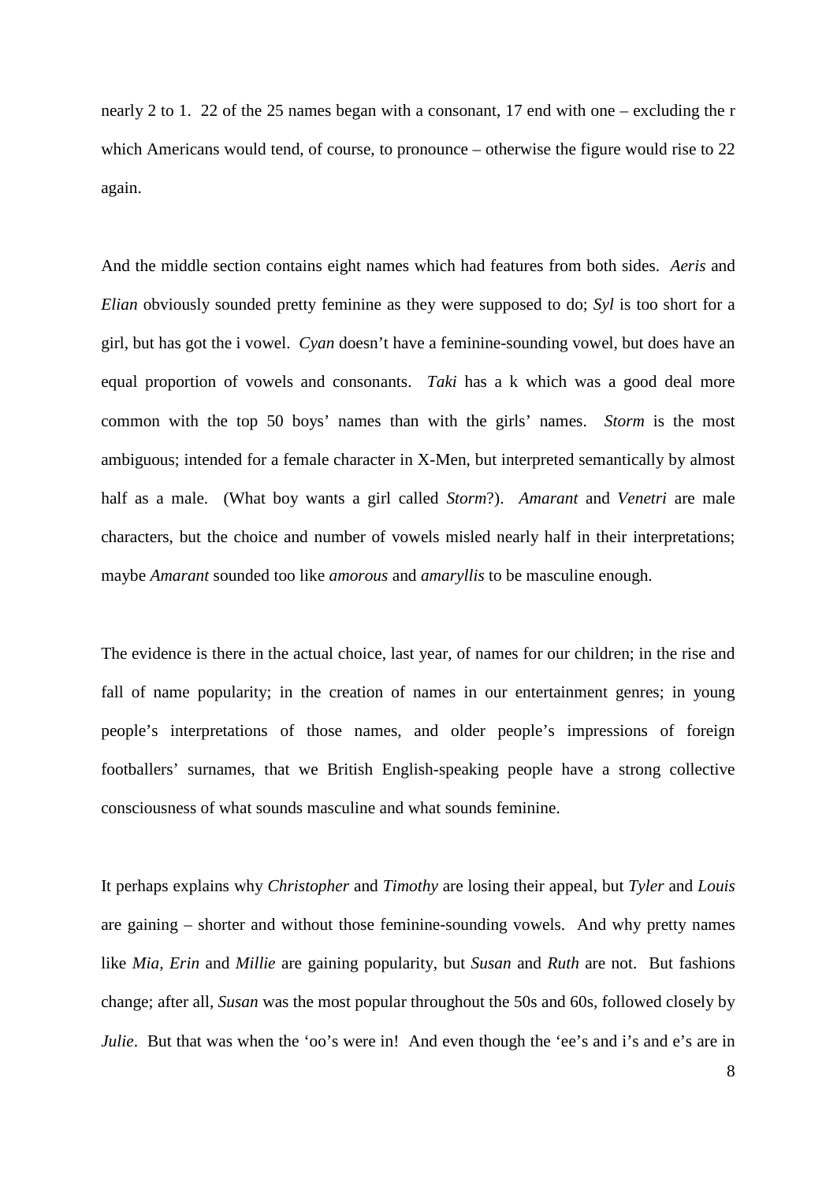nearly 2 to 1. 22 of the 25 names began with a consonant, 17 end with one – excluding the r which Americans would tend, of course, to pronounce – otherwise the figure would rise to 22 again.

And the middle section contains eight names which had features from both sides. *Aeris* and *Elian* obviously sounded pretty feminine as they were supposed to do; *Syl* is too short for a girl, but has got the i vowel. *Cyan* doesn't have a feminine-sounding vowel, but does have an equal proportion of vowels and consonants. *Taki* has a k which was a good deal more common with the top 50 boys' names than with the girls' names. *Storm* is the most ambiguous; intended for a female character in X-Men, but interpreted semantically by almost half as a male. (What boy wants a girl called *Storm*?). *Amarant* and *Venetri* are male characters, but the choice and number of vowels misled nearly half in their interpretations; maybe *Amarant* sounded too like *amorous* and *amaryllis* to be masculine enough.

The evidence is there in the actual choice, last year, of names for our children; in the rise and fall of name popularity; in the creation of names in our entertainment genres; in young people's interpretations of those names, and older people's impressions of foreign footballers' surnames, that we British English-speaking people have a strong collective consciousness of what sounds masculine and what sounds feminine.

It perhaps explains why *Christopher* and *Timothy* are losing their appeal, but *Tyler* and *Louis* are gaining – shorter and without those feminine-sounding vowels. And why pretty names like *Mia*, *Erin* and *Millie* are gaining popularity, but *Susan* and *Ruth* are not. But fashions change; after all, *Susan* was the most popular throughout the 50s and 60s, followed closely by *Julie*. But that was when the 'oo's were in! And even though the 'ee's and i's and e's are in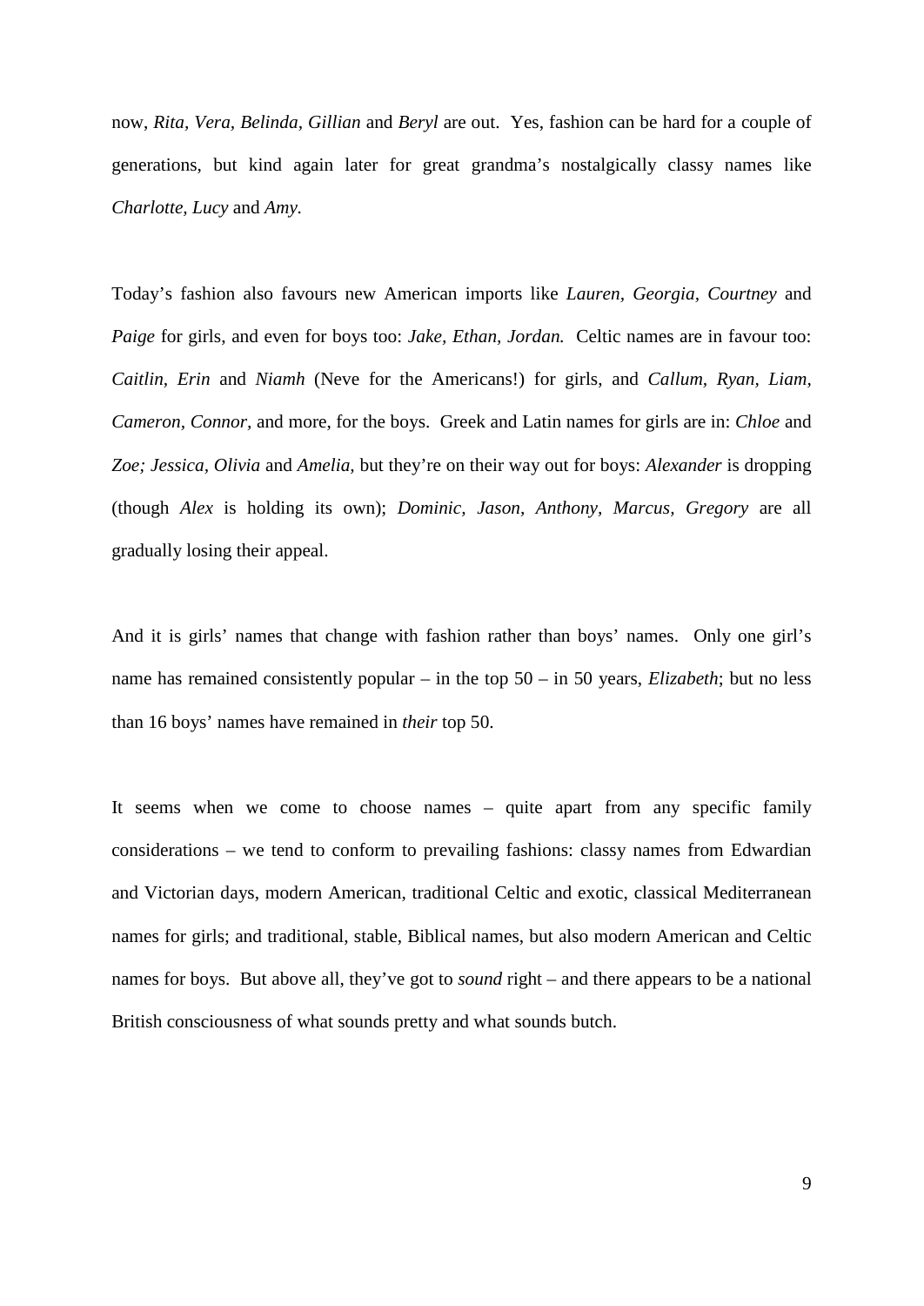now, *Rita*, *Vera*, *Belinda*, *Gillian* and *Beryl* are out. Yes, fashion can be hard for a couple of generations, but kind again later for great grandma's nostalgically classy names like *Charlotte*, *Lucy* and *Amy*.

Today's fashion also favours new American imports like *Lauren*, *Georgia*, *Courtney* and *Paige* for girls, and even for boys too: *Jake, Ethan, Jordan.* Celtic names are in favour too: *Caitlin*, *Erin* and *Niamh* (Neve for the Americans!) for girls, and *Callum, Ryan, Liam, Cameron, Connor*, and more, for the boys. Greek and Latin names for girls are in: *Chloe* and *Zoe; Jessica*, *Olivia* and *Amelia*, but they're on their way out for boys: *Alexander* is dropping (though *Alex* is holding its own); *Dominic, Jason, Anthony, Marcus, Gregory* are all gradually losing their appeal.

And it is girls' names that change with fashion rather than boys' names. Only one girl's name has remained consistently popular – in the top 50 – in 50 years, *Elizabeth*; but no less than 16 boys' names have remained in *their* top 50.

It seems when we come to choose names – quite apart from any specific family considerations – we tend to conform to prevailing fashions: classy names from Edwardian and Victorian days, modern American, traditional Celtic and exotic, classical Mediterranean names for girls; and traditional, stable, Biblical names, but also modern American and Celtic names for boys. But above all, they've got to *sound* right – and there appears to be a national British consciousness of what sounds pretty and what sounds butch.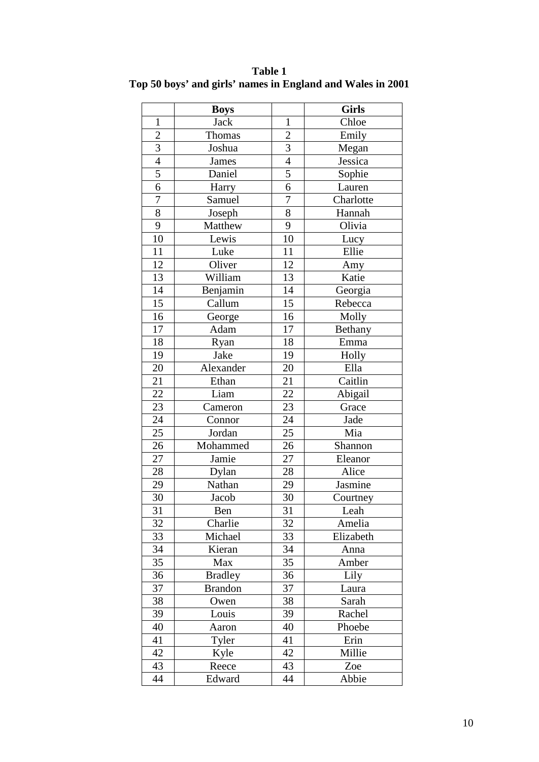**Table 1**
**Top 50 boys' and girls' names in England and Wales in 2001**

| | Boys | | Girls |
|---|---|---|---|
| 1 | Jack | 1 | Chloe |
| 2 | Thomas | 2 | Emily |
| 3 | Joshua | 3 | Megan |
| 4 | James | 4 | Jessica |
| 5 | Daniel | 5 | Sophie |
| 6 | Harry | 6 | Lauren |
| 7 | Samuel | 7 | Charlotte |
| 8 | Joseph | 8 | Hannah |
| 9 | Matthew | 9 | Olivia |
| 10 | Lewis | 10 | Lucy |
| 11 | Luke | 11 | Ellie |
| 12 | Oliver | 12 | Amy |
| 13 | William | 13 | Katie |
| 14 | Benjamin | 14 | Georgia |
| 15 | Callum | 15 | Rebecca |
| 16 | George | 16 | Molly |
| 17 | Adam | 17 | Bethany |
| 18 | Ryan | 18 | Emma |
| 19 | Jake | 19 | Holly |
| 20 | Alexander | 20 | Ella |
| 21 | Ethan | 21 | Caitlin |
| 22 | Liam | 22 | Abigail |
| 23 | Cameron | 23 | Grace |
| 24 | Connor | 24 | Jade |
| 25 | Jordan | 25 | Mia |
| 26 | Mohammed | 26 | Shannon |
| 27 | Jamie | 27 | Eleanor |
| 28 | Dylan | 28 | Alice |
| 29 | Nathan | 29 | Jasmine |
| 30 | Jacob | 30 | Courtney |
| 31 | Ben | 31 | Leah |
| 32 | Charlie | 32 | Amelia |
| 33 | Michael | 33 | Elizabeth |
| 34 | Kieran | 34 | Anna |
| 35 | Max | 35 | Amber |
| 36 | Bradley | 36 | Lily |
| 37 | Brandon | 37 | Laura |
| 38 | Owen | 38 | Sarah |
| 39 | Louis | 39 | Rachel |
| 40 | Aaron | 40 | Phoebe |
| 41 | Tyler | 41 | Erin |
| 42 | Kyle | 42 | Millie |
| 43 | Reece | 43 | Zoe |
| 44 | Edward | 44 | Abbie |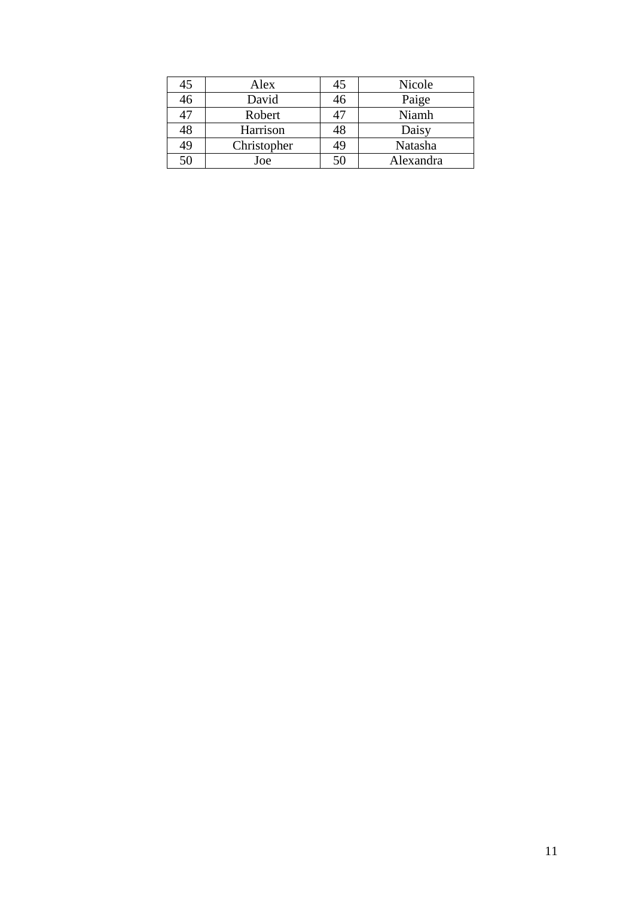| 45 | Alex | 45 | Nicole |
|---|---|---|---|
| 46 | David | 46 | Paige |
| 47 | Robert | 47 | Niamh |
| 48 | Harrison | 48 | Daisy |
| 49 | Christopher | 49 | Natasha |
| 50 | Joe | 50 | Alexandra |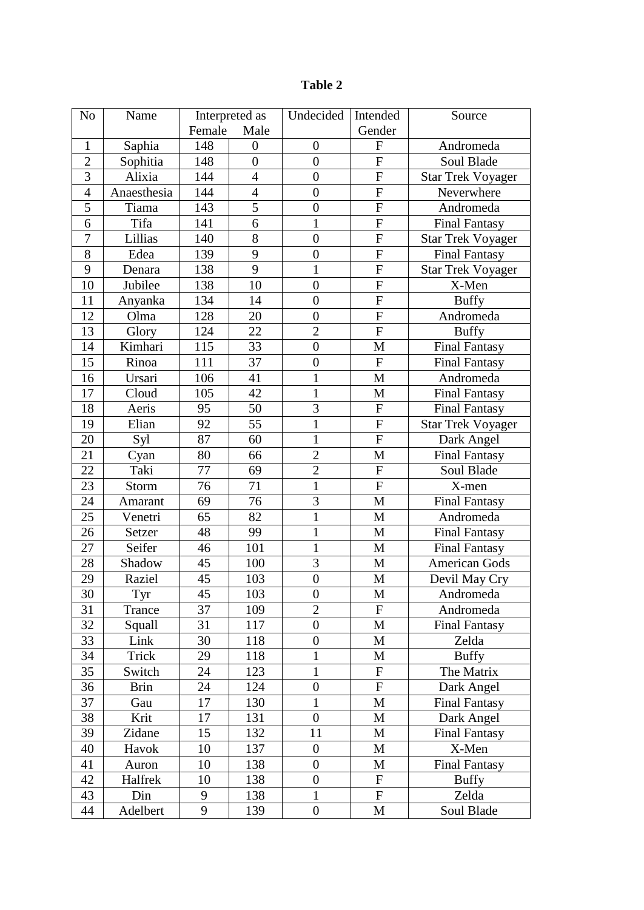**Table 2**

| No | Name | Interpreted as | | Undecided | Intended Gender | Source |
|---|---|---|---|---|---|---|
| | | Female | Male | | | |
| 1 | Saphia | 148 | 0 | 0 | F | Andromeda |
| 2 | Sophitia | 148 | 0 | 0 | F | Soul Blade |
| 3 | Alixia | 144 | 4 | 0 | F | Star Trek Voyager |
| 4 | Anaesthesia | 144 | 4 | 0 | F | Neverwhere |
| 5 | Tiama | 143 | 5 | 0 | F | Andromeda |
| 6 | Tifa | 141 | 6 | 1 | F | Final Fantasy |
| 7 | Lillias | 140 | 8 | 0 | F | Star Trek Voyager |
| 8 | Edea | 139 | 9 | 0 | F | Final Fantasy |
| 9 | Denara | 138 | 9 | 1 | F | Star Trek Voyager |
| 10 | Jubilee | 138 | 10 | 0 | F | X-Men |
| 11 | Anyanka | 134 | 14 | 0 | F | Buffy |
| 12 | Olma | 128 | 20 | 0 | F | Andromeda |
| 13 | Glory | 124 | 22 | 2 | F | Buffy |
| 14 | Kimhari | 115 | 33 | 0 | M | Final Fantasy |
| 15 | Rinoa | 111 | 37 | 0 | F | Final Fantasy |
| 16 | Ursari | 106 | 41 | 1 | M | Andromeda |
| 17 | Cloud | 105 | 42 | 1 | M | Final Fantasy |
| 18 | Aeris | 95 | 50 | 3 | F | Final Fantasy |
| 19 | Elian | 92 | 55 | 1 | F | Star Trek Voyager |
| 20 | Syl | 87 | 60 | 1 | F | Dark Angel |
| 21 | Cyan | 80 | 66 | 2 | M | Final Fantasy |
| 22 | Taki | 77 | 69 | 2 | F | Soul Blade |
| 23 | Storm | 76 | 71 | 1 | F | X-men |
| 24 | Amarant | 69 | 76 | 3 | M | Final Fantasy |
| 25 | Venetri | 65 | 82 | 1 | M | Andromeda |
| 26 | Setzer | 48 | 99 | 1 | M | Final Fantasy |
| 27 | Seifer | 46 | 101 | 1 | M | Final Fantasy |
| 28 | Shadow | 45 | 100 | 3 | M | American Gods |
| 29 | Raziel | 45 | 103 | 0 | M | Devil May Cry |
| 30 | Tyr | 45 | 103 | 0 | M | Andromeda |
| 31 | Trance | 37 | 109 | 2 | F | Andromeda |
| 32 | Squall | 31 | 117 | 0 | M | Final Fantasy |
| 33 | Link | 30 | 118 | 0 | M | Zelda |
| 34 | Trick | 29 | 118 | 1 | M | Buffy |
| 35 | Switch | 24 | 123 | 1 | F | The Matrix |
| 36 | Brin | 24 | 124 | 0 | F | Dark Angel |
| 37 | Gau | 17 | 130 | 1 | M | Final Fantasy |
| 38 | Krit | 17 | 131 | 0 | M | Dark Angel |
| 39 | Zidane | 15 | 132 | 11 | M | Final Fantasy |
| 40 | Havok | 10 | 137 | 0 | M | X-Men |
| 41 | Auron | 10 | 138 | 0 | M | Final Fantasy |
| 42 | Halfrek | 10 | 138 | 0 | F | Buffy |
| 43 | Din | 9 | 138 | 1 | F | Zelda |
| 44 | Adelbert | 9 | 139 | 0 | M | Soul Blade |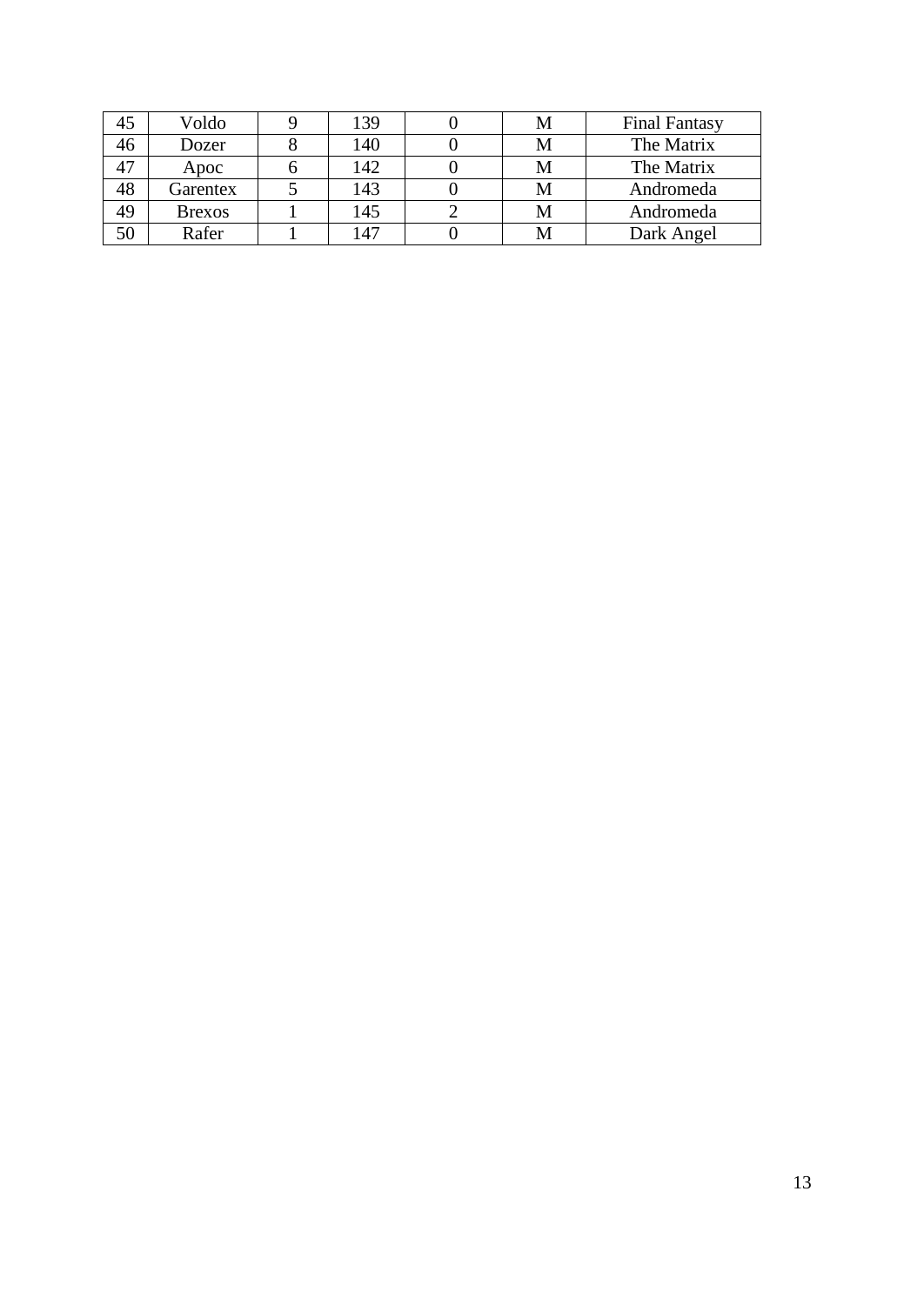| | | | | | | |
|---|---|---|---|---|---|---|
| 45 | Voldo | 9 | 139 | 0 | M | Final Fantasy |
| 46 | Dozer | 8 | 140 | 0 | M | The Matrix |
| 47 | Apoc | 6 | 142 | 0 | M | The Matrix |
| 48 | Garentex | 5 | 143 | 0 | M | Andromeda |
| 49 | Brexos | 1 | 145 | 2 | M | Andromeda |
| 50 | Rafer | 1 | 147 | 0 | M | Dark Angel |